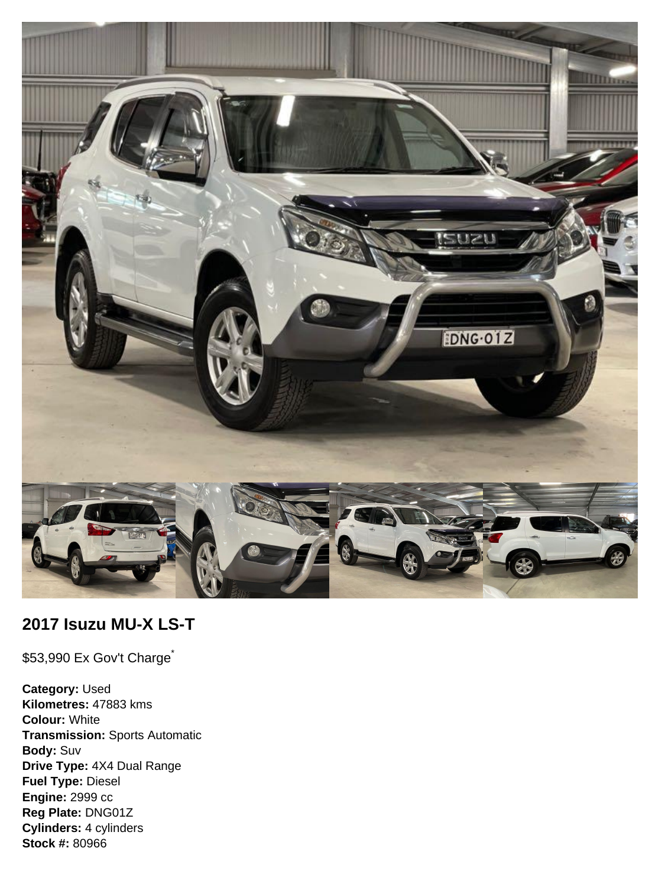## 2017 Isuzu MU-X LS-T

$53,990 Ex Gov't Charge*

**Category:** Used
**Kilometres:** 47883 kms
**Colour:** White
**Transmission:** Sports Automatic
**Body:** Suv
**Drive Type:** 4X4 Dual Range
**Fuel Type:** Diesel
**Engine:** 2999 cc
**Reg Plate:** DNG01Z
**Cylinders:** 4 cylinders
**Stock #:** 80966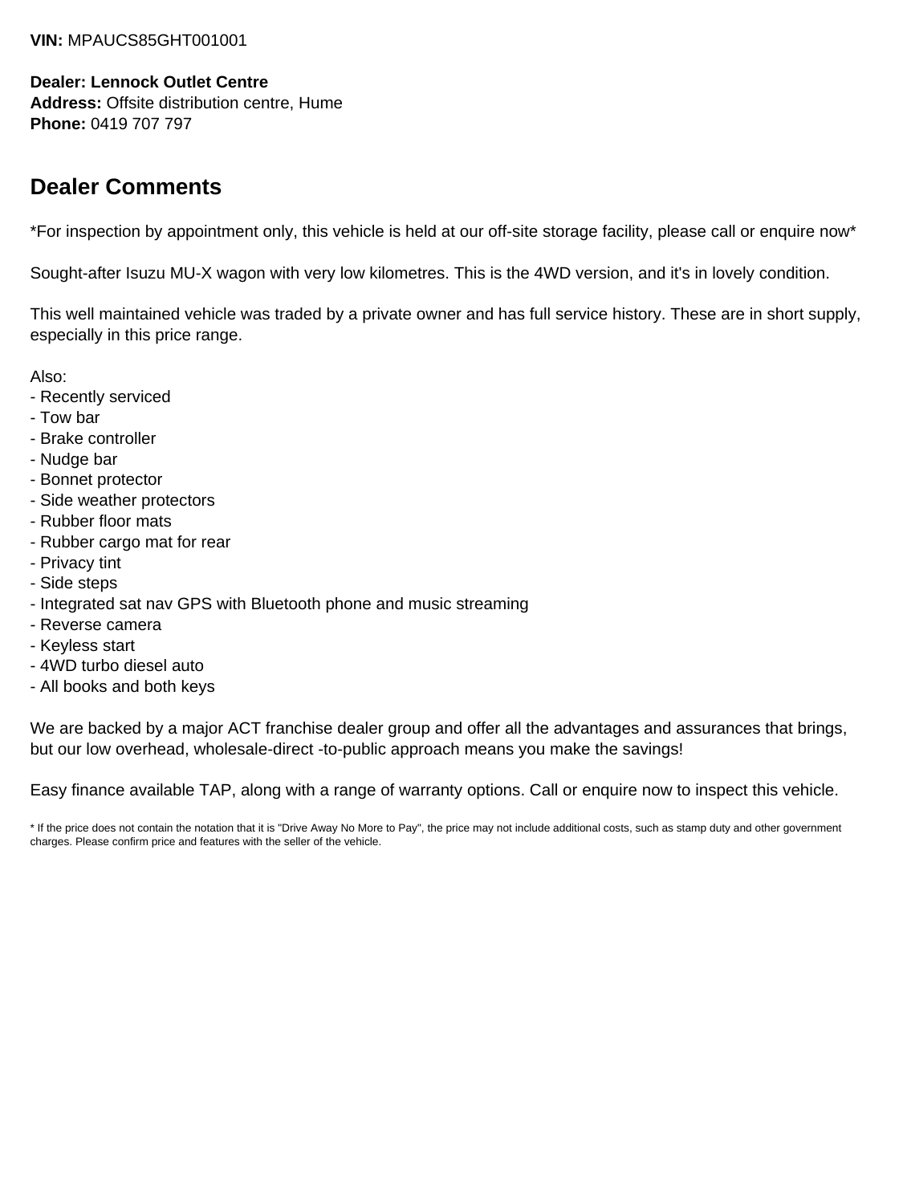**VIN:** MPAUCS85GHT001001

**Dealer: Lennock Outlet Centre**
**Address:** Offsite distribution centre, Hume
**Phone:** 0419 707 797

## Dealer Comments

*For inspection by appointment only, this vehicle is held at our off-site storage facility, please call or enquire now*

Sought-after Isuzu MU-X wagon with very low kilometres. This is the 4WD version, and it's in lovely condition.

This well maintained vehicle was traded by a private owner and has full service history. These are in short supply, especially in this price range.

Also:
- Recently serviced
- Tow bar
- Brake controller
- Nudge bar
- Bonnet protector
- Side weather protectors
- Rubber floor mats
- Rubber cargo mat for rear
- Privacy tint
- Side steps
- Integrated sat nav GPS with Bluetooth phone and music streaming
- Reverse camera
- Keyless start
- 4WD turbo diesel auto
- All books and both keys

We are backed by a major ACT franchise dealer group and offer all the advantages and assurances that brings, but our low overhead, wholesale-direct -to-public approach means you make the savings!

Easy finance available TAP, along with a range of warranty options. Call or enquire now to inspect this vehicle.

* If the price does not contain the notation that it is "Drive Away No More to Pay", the price may not include additional costs, such as stamp duty and other government charges. Please confirm price and features with the seller of the vehicle.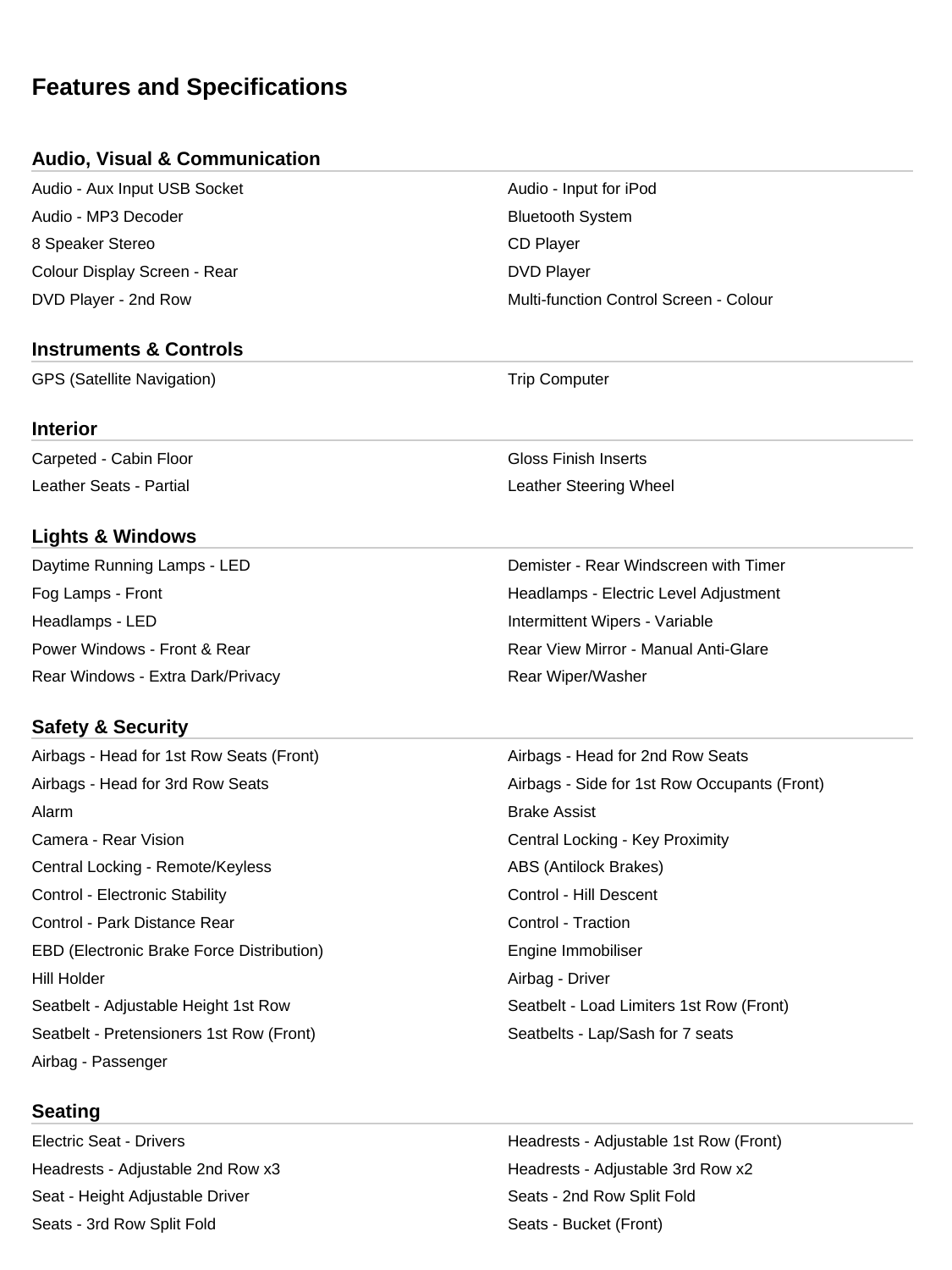# Features and Specifications

## Audio, Visual & Communication

- Audio - Aux Input USB Socket
- Audio - Input for iPod
- Audio - MP3 Decoder
- Bluetooth System
- 8 Speaker Stereo
- CD Player
- Colour Display Screen - Rear
- DVD Player
- DVD Player - 2nd Row
- Multi-function Control Screen - Colour

## Instruments & Controls

- GPS (Satellite Navigation)
- Trip Computer

## Interior

- Carpeted - Cabin Floor
- Gloss Finish Inserts
- Leather Seats - Partial
- Leather Steering Wheel

## Lights & Windows

- Daytime Running Lamps - LED
- Demister - Rear Windscreen with Timer
- Fog Lamps - Front
- Headlamps - Electric Level Adjustment
- Headlamps - LED
- Intermittent Wipers - Variable
- Power Windows - Front & Rear
- Rear View Mirror - Manual Anti-Glare
- Rear Windows - Extra Dark/Privacy
- Rear Wiper/Washer

## Safety & Security

- Airbags - Head for 1st Row Seats (Front)
- Airbags - Head for 2nd Row Seats
- Airbags - Head for 3rd Row Seats
- Airbags - Side for 1st Row Occupants (Front)
- Alarm
- Brake Assist
- Camera - Rear Vision
- Central Locking - Key Proximity
- Central Locking - Remote/Keyless
- ABS (Antilock Brakes)
- Control - Electronic Stability
- Control - Hill Descent
- Control - Park Distance Rear
- Control - Traction
- EBD (Electronic Brake Force Distribution)
- Engine Immobiliser
- Hill Holder
- Airbag - Driver
- Seatbelt - Adjustable Height 1st Row
- Seatbelt - Load Limiters 1st Row (Front)
- Seatbelt - Pretensioners 1st Row (Front)
- Seatbelts - Lap/Sash for 7 seats
- Airbag - Passenger

## Seating

- Electric Seat - Drivers
- Headrests - Adjustable 1st Row (Front)
- Headrests - Adjustable 2nd Row x3
- Headrests - Adjustable 3rd Row x2
- Seat - Height Adjustable Driver
- Seats - 2nd Row Split Fold
- Seats - 3rd Row Split Fold
- Seats - Bucket (Front)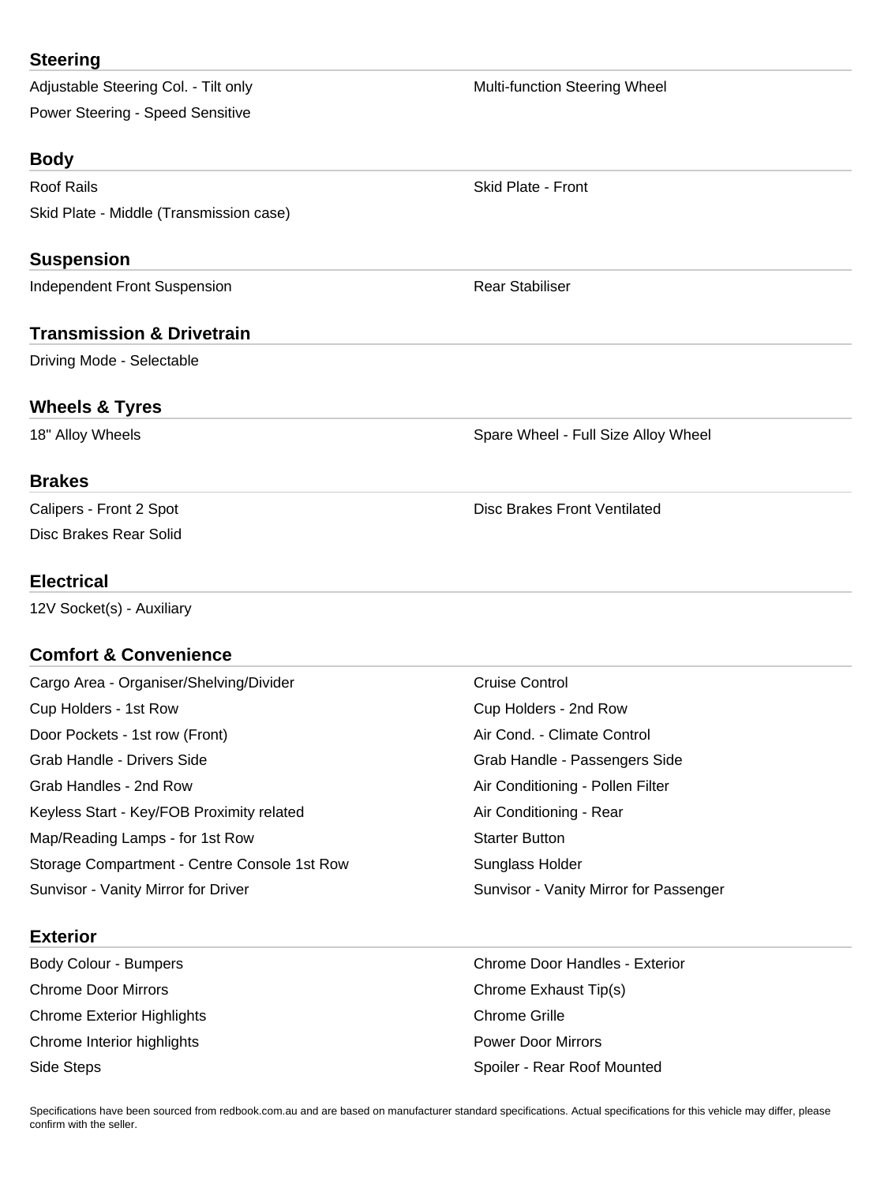## Steering

Adjustable Steering Col. - Tilt only

Multi-function Steering Wheel

Power Steering - Speed Sensitive

## Body

Roof Rails

Skid Plate - Front

Skid Plate - Middle (Transmission case)

## Suspension

Independent Front Suspension

Rear Stabiliser

## Transmission & Drivetrain

Driving Mode - Selectable

## Wheels & Tyres

18" Alloy Wheels

Spare Wheel - Full Size Alloy Wheel

## Brakes

Calipers - Front 2 Spot

Disc Brakes Front Ventilated

Disc Brakes Rear Solid

## Electrical

12V Socket(s) - Auxiliary

## Comfort & Convenience

Cargo Area - Organiser/Shelving/Divider

Cruise Control

Cup Holders - 1st Row

Cup Holders - 2nd Row

Door Pockets - 1st row (Front)

Air Cond. - Climate Control

Grab Handle - Drivers Side

Grab Handle - Passengers Side

Grab Handles - 2nd Row

Air Conditioning - Pollen Filter

Keyless Start - Key/FOB Proximity related

Air Conditioning - Rear

Map/Reading Lamps - for 1st Row

Starter Button

Storage Compartment - Centre Console 1st Row

Sunglass Holder

Sunvisor - Vanity Mirror for Driver

Sunvisor - Vanity Mirror for Passenger

## Exterior

Body Colour - Bumpers

Chrome Door Handles - Exterior

Chrome Door Mirrors

Chrome Exhaust Tip(s)

Chrome Exterior Highlights

Chrome Grille

Chrome Interior highlights

Power Door Mirrors

Side Steps

Spoiler - Rear Roof Mounted

Specifications have been sourced from redbook.com.au and are based on manufacturer standard specifications. Actual specifications for this vehicle may differ, please confirm with the seller.